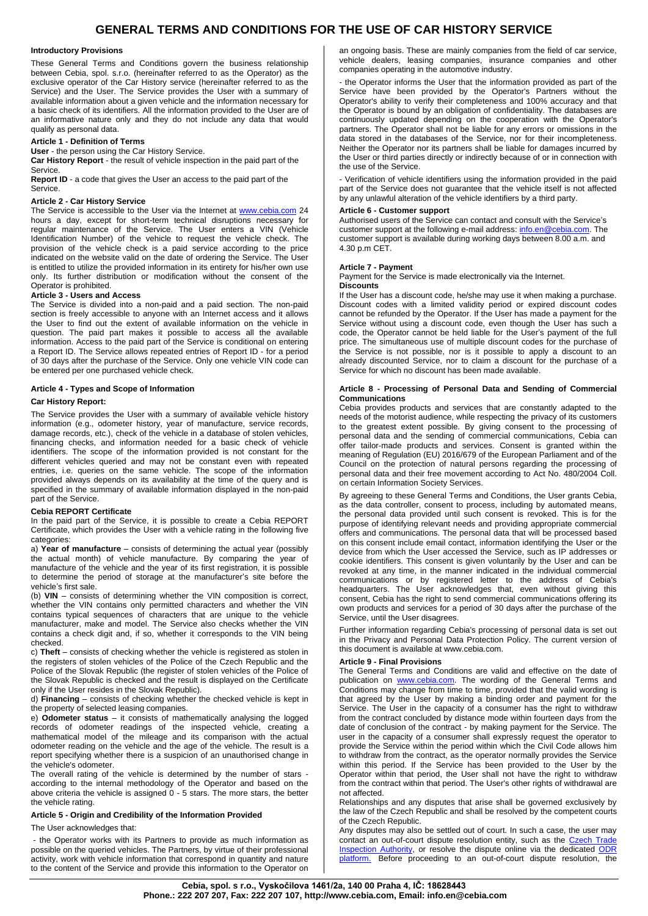# GENERAL TERMS AND CONDITIONS FOR THE USE OF CAR HISTORY SERVICE

### Introductory Provisions

These General Terms and Conditions govern the business relationship between Cebia, spol. s.r.o. (hereinafter referred to as the Operator) as the exclusive operator of the Car History service (hereinafter referred to as the Service) and the User. The Service provides the User with a summary of available information about a given vehicle and the information necessary for a basic check of its identifiers. All the information provided to the User are of an informative nature only and they do not include any data that would qualify as personal data.

### Article 1 - Definition of Terms

**User** - the person using the Car History Service.

**Car History Report** - the result of vehicle inspection in the paid part of the Service.

**Report ID** - a code that gives the User an access to the paid part of the Service.

### Article 2 - Car History Service

The Service is accessible to the User via the Internet at www.cebia.com 24 hours a day, except for short-term technical disruptions necessary for regular maintenance of the Service. The User enters a VIN (Vehicle Identification Number) of the vehicle to request the vehicle check. The provision of the vehicle check is a paid service according to the price indicated on the website valid on the date of ordering the Service. The User is entitled to utilize the provided information in its entirety for his/her own use only. Its further distribution or modification without the consent of the Operator is prohibited.

### Article 3 - Users and Access

The Service is divided into a non-paid and a paid section. The non-paid section is freely accessible to anyone with an Internet access and it allows the User to find out the extent of available information on the vehicle in question. The paid part makes it possible to access all the available information. Access to the paid part of the Service is conditional on entering a Report ID. The Service allows repeated entries of Report ID - for a period of 30 days after the purchase of the Service. Only one vehicle VIN code can be entered per one purchased vehicle check.

### Article 4 - Types and Scope of Information

**Car History Report:**

The Service provides the User with a summary of available vehicle history information (e.g., odometer history, year of manufacture, service records, damage records, etc.), check of the vehicle in a database of stolen vehicles, financing checks, and information needed for a basic check of vehicle identifiers. The scope of the information provided is not constant for the different vehicles queried and may not be constant even with repeated entries, i.e. queries on the same vehicle. The scope of the information provided always depends on its availability at the time of the query and is specified in the summary of available information displayed in the non-paid part of the Service.

**Cebia REPORT Certificate**

In the paid part of the Service, it is possible to create a Cebia REPORT Certificate, which provides the User with a vehicle rating in the following five categories:

a) **Year of manufacture** – consists of determining the actual year (possibly the actual month) of vehicle manufacture. By comparing the year of manufacture of the vehicle and the year of its first registration, it is possible to determine the period of storage at the manufacturer's site before the vehicle's first sale.

(b) **VIN** – consists of determining whether the VIN composition is correct, whether the VIN contains only permitted characters and whether the VIN contains typical sequences of characters that are unique to the vehicle manufacturer, make and model. The Service also checks whether the VIN contains a check digit and, if so, whether it corresponds to the VIN being checked.

c) **Theft** – consists of checking whether the vehicle is registered as stolen in the registers of stolen vehicles of the Police of the Czech Republic and the Police of the Slovak Republic (the register of stolen vehicles of the Police of the Slovak Republic is checked and the result is displayed on the Certificate only if the User resides in the Slovak Republic).

d) **Financing** – consists of checking whether the checked vehicle is kept in the property of selected leasing companies.

e) **Odometer status** – it consists of mathematically analysing the logged records of odometer readings of the inspected vehicle, creating a mathematical model of the mileage and its comparison with the actual odometer reading on the vehicle and the age of the vehicle. The result is a report specifying whether there is a suspicion of an unauthorised change in the vehicle's odometer.

The overall rating of the vehicle is determined by the number of stars - according to the internal methodology of the Operator and based on the above criteria the vehicle is assigned 0 - 5 stars. The more stars, the better the vehicle rating.

### Article 5 - Origin and Credibility of the Information Provided

The User acknowledges that:

- the Operator works with its Partners to provide as much information as possible on the queried vehicles. The Partners, by virtue of their professional activity, work with vehicle information that correspond in quantity and nature to the content of the Service and provide this information to the Operator on an ongoing basis. These are mainly companies from the field of car service, vehicle dealers, leasing companies, insurance companies and other companies operating in the automotive industry.

- the Operator informs the User that the information provided as part of the Service have been provided by the Operator's Partners without the Operator's ability to verify their completeness and 100% accuracy and that the Operator is bound by an obligation of confidentiality. The databases are continuously updated depending on the cooperation with the Operator's partners. The Operator shall not be liable for any errors or omissions in the data stored in the databases of the Service, nor for their incompleteness. Neither the Operator nor its partners shall be liable for damages incurred by the User or third parties directly or indirectly because of or in connection with the use of the Service.

- Verification of vehicle identifiers using the information provided in the paid part of the Service does not guarantee that the vehicle itself is not affected by any unlawful alteration of the vehicle identifiers by a third party.

### Article 6 - Customer support

Authorised users of the Service can contact and consult with the Service's customer support at the following e-mail address: info.en@cebia.com. The customer support is available during working days between 8.00 a.m. and 4.30 p.m CET.

### Article 7 - Payment

Payment for the Service is made electronically via the Internet.

**Discounts**

If the User has a discount code, he/she may use it when making a purchase. Discount codes with a limited validity period or expired discount codes cannot be refunded by the Operator. If the User has made a payment for the Service without using a discount code, even though the User has such a code, the Operator cannot be held liable for the User's payment of the full price. The simultaneous use of multiple discount codes for the purchase of the Service is not possible, nor is it possible to apply a discount to an already discounted Service, nor to claim a discount for the purchase of a Service for which no discount has been made available.

### Article 8 - Processing of Personal Data and Sending of Commercial Communications

Cebia provides products and services that are constantly adapted to the needs of the motorist audience, while respecting the privacy of its customers to the greatest extent possible. By giving consent to the processing of personal data and the sending of commercial communications, Cebia can offer tailor-made products and services. Consent is granted within the meaning of Regulation (EU) 2016/679 of the European Parliament and of the Council on the protection of natural persons regarding the processing of personal data and their free movement according to Act No. 480/2004 Coll. on certain Information Society Services.

By agreeing to these General Terms and Conditions, the User grants Cebia, as the data controller, consent to process, including by automated means, the personal data provided until such consent is revoked. This is for the purpose of identifying relevant needs and providing appropriate commercial offers and communications. The personal data that will be processed based on this consent include email contact, information identifying the User or the device from which the User accessed the Service, such as IP addresses or cookie identifiers. This consent is given voluntarily by the User and can be revoked at any time, in the manner indicated in the individual commercial communications or by registered letter to the address of Cebia's headquarters. The User acknowledges that, even without giving this consent, Cebia has the right to send commercial communications offering its own products and services for a period of 30 days after the purchase of the Service, until the User disagrees.

Further information regarding Cebia's processing of personal data is set out in the Privacy and Personal Data Protection Policy. The current version of this document is available at www.cebia.com.

### Article 9 - Final Provisions

The General Terms and Conditions are valid and effective on the date of publication on www.cebia.com. The wording of the General Terms and Conditions may change from time to time, provided that the valid wording is that agreed by the User by making a binding order and payment for the Service. The User in the capacity of a consumer has the right to withdraw from the contract concluded by distance mode within fourteen days from the date of conclusion of the contract - by making payment for the Service. The user in the capacity of a consumer shall expressly request the operator to provide the Service within the period within which the Civil Code allows him to withdraw from the contract, as the operator normally provides the Service within this period. If the Service has been provided to the User by the Operator within that period, the User shall not have the right to withdraw from the contract within that period. The User's other rights of withdrawal are not affected.

Relationships and any disputes that arise shall be governed exclusively by the law of the Czech Republic and shall be resolved by the competent courts of the Czech Republic.

Any disputes may also be settled out of court. In such a case, the user may contact an out-of-court dispute resolution entity, such as the Czech Trade Inspection Authority, or resolve the dispute online via the dedicated ODR platform. Before proceeding to an out-of-court dispute resolution, the

**Cebia, spol. s r.o., Vyskočilova 1461/2a, 140 00 Praha 4, IČ: 18628443**
**Phone.: 222 207 207, Fax: 222 207 107, http://www.cebia.com, Email: info.en@cebia.com**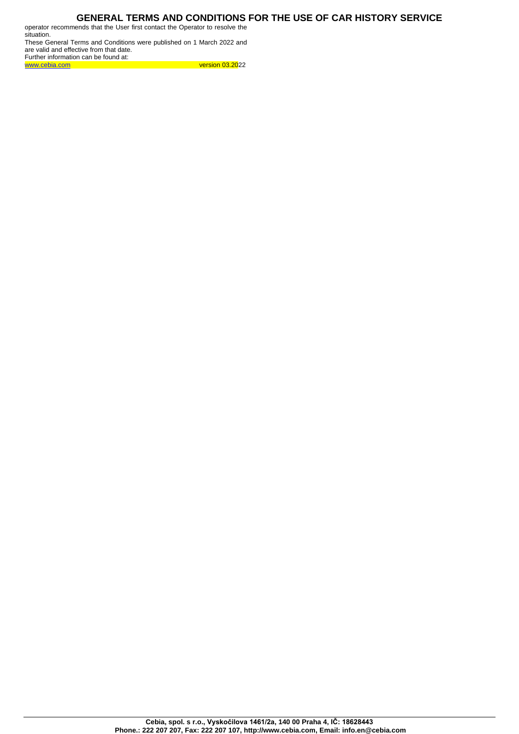operator recommends that the User first contact the Operator to resolve the situation.

These General Terms and Conditions were published on 1 March 2022 and are valid and effective from that date.

Further information can be found at:

www.cebia.com version 03.2022